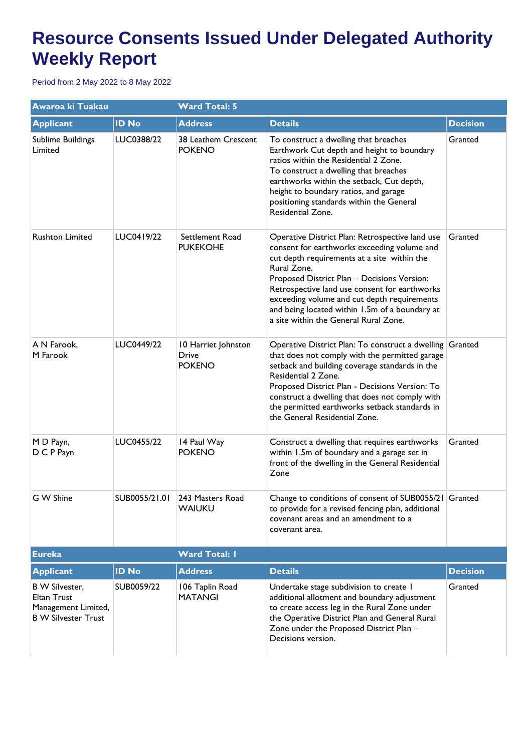# Resource Consents Issued Under Delegated Authority Weekly Report

Period from 2 May 2022 to 8 May 2022

| Awaroa ki Tuakau | | Ward Total: 5 | | |
|---|---|---|---|---|
| **Applicant** | **ID No** | **Address** | **Details** | **Decision** |
| Sublime Buildings Limited | LUC0388/22 | 38 Leathem Crescent POKENO | To construct a dwelling that breaches Earthwork Cut depth and height to boundary ratios within the Residential 2 Zone. To construct a dwelling that breaches earthworks within the setback, Cut depth, height to boundary ratios, and garage positioning standards within the General Residential Zone. | Granted |
| Rushton Limited | LUC0419/22 | Settlement Road PUKEKOHE | Operative District Plan: Retrospective land use consent for earthworks exceeding volume and cut depth requirements at a site within the Rural Zone. Proposed District Plan – Decisions Version: Retrospective land use consent for earthworks exceeding volume and cut depth requirements and being located within 1.5m of a boundary at a site within the General Rural Zone. | Granted |
| A N Farook, M Farook | LUC0449/22 | 10 Harriet Johnston Drive POKENO | Operative District Plan: To construct a dwelling that does not comply with the permitted garage setback and building coverage standards in the Residential 2 Zone. Proposed District Plan - Decisions Version: To construct a dwelling that does not comply with the permitted earthworks setback standards in the General Residential Zone. | Granted |
| M D Payn, D C P Payn | LUC0455/22 | 14 Paul Way POKENO | Construct a dwelling that requires earthworks within 1.5m of boundary and a garage set in front of the dwelling in the General Residential Zone | Granted |
| G W Shine | SUB0055/21.01 | 243 Masters Road WAIUKU | Change to conditions of consent of SUB0055/21 to provide for a revised fencing plan, additional covenant areas and an amendment to a covenant area. | Granted |

| Eureka | | Ward Total: 1 | | |
|---|---|---|---|---|
| **Applicant** | **ID No** | **Address** | **Details** | **Decision** |
| B W Silvester, Eltan Trust Management Limited, B W Silvester Trust | SUB0059/22 | 106 Taplin Road MATANGI | Undertake stage subdivision to create 1 additional allotment and boundary adjustment to create access leg in the Rural Zone under the Operative District Plan and General Rural Zone under the Proposed District Plan – Decisions version. | Granted |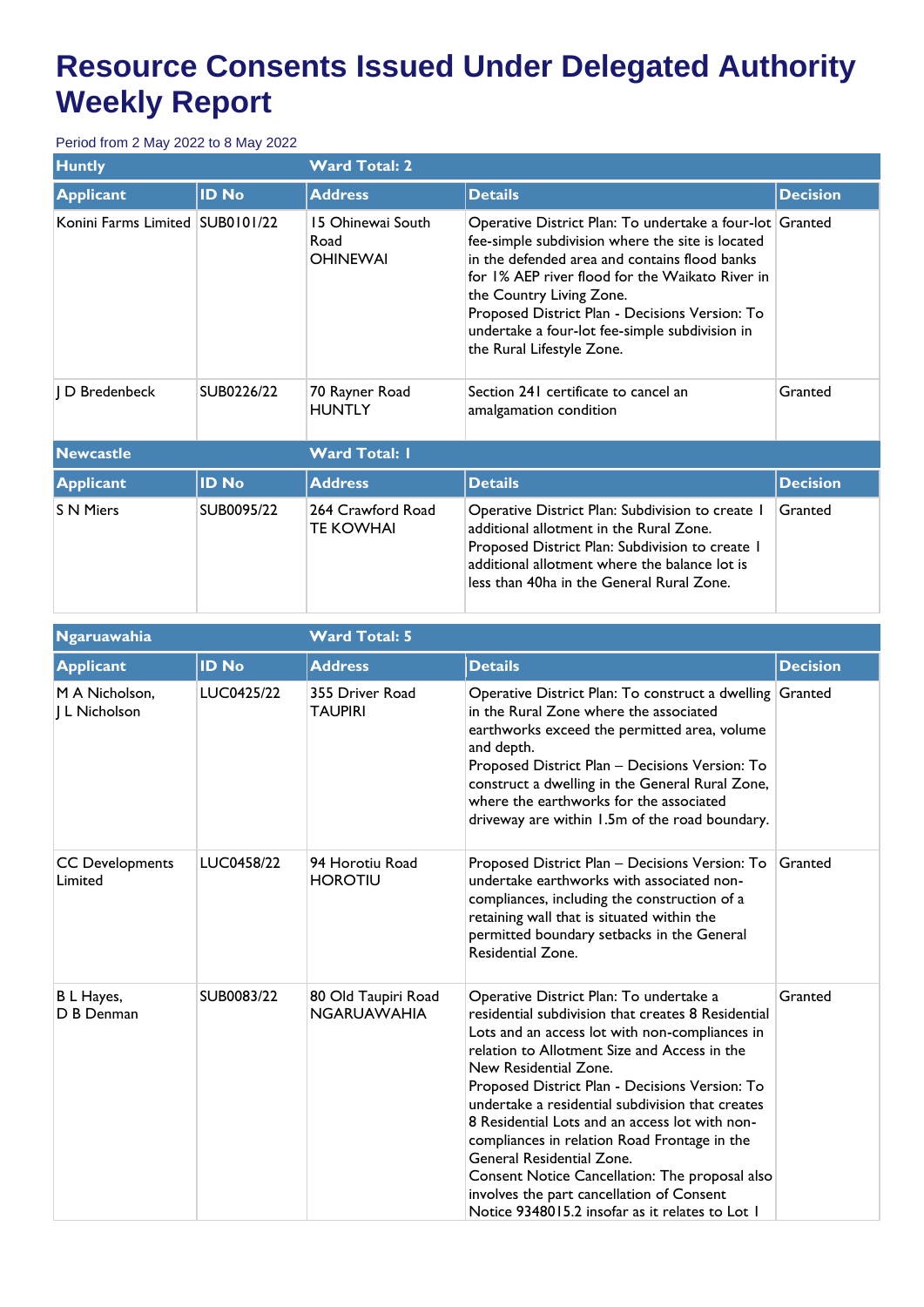# Resource Consents Issued Under Delegated Authority Weekly Report

Period from 2 May 2022 to 8 May 2022

| Huntly | | Ward Total: 2 | | |
|---|---|---|---|---|
| **Applicant** | **ID No** | **Address** | **Details** | **Decision** |
| Konini Farms Limited | SUB0101/22 | 15 Ohinewai South Road OHINEWAI | Operative District Plan: To undertake a four-lot fee-simple subdivision where the site is located in the defended area and contains flood banks for 1% AEP river flood for the Waikato River in the Country Living Zone. Proposed District Plan - Decisions Version: To undertake a four-lot fee-simple subdivision in the Rural Lifestyle Zone. | Granted |
| J D Bredenbeck | SUB0226/22 | 70 Rayner Road HUNTLY | Section 241 certificate to cancel an amalgamation condition | Granted |

| Newcastle | | Ward Total: 1 | | |
|---|---|---|---|---|
| **Applicant** | **ID No** | **Address** | **Details** | **Decision** |
| S N Miers | SUB0095/22 | 264 Crawford Road TE KOWHAI | Operative District Plan: Subdivision to create 1 additional allotment in the Rural Zone. Proposed District Plan: Subdivision to create 1 additional allotment where the balance lot is less than 40ha in the General Rural Zone. | Granted |

| Ngaruawahia | | Ward Total: 5 | | |
|---|---|---|---|---|
| **Applicant** | **ID No** | **Address** | **Details** | **Decision** |
| M A Nicholson, J L Nicholson | LUC0425/22 | 355 Driver Road TAUPIRI | Operative District Plan: To construct a dwelling in the Rural Zone where the associated earthworks exceed the permitted area, volume and depth. Proposed District Plan – Decisions Version: To construct a dwelling in the General Rural Zone, where the earthworks for the associated driveway are within 1.5m of the road boundary. | Granted |
| CC Developments Limited | LUC0458/22 | 94 Horotiu Road HOROTIU | Proposed District Plan – Decisions Version: To undertake earthworks with associated non-compliances, including the construction of a retaining wall that is situated within the permitted boundary setbacks in the General Residential Zone. | Granted |
| B L Hayes, D B Denman | SUB0083/22 | 80 Old Taupiri Road NGARUAWAHIA | Operative District Plan: To undertake a residential subdivision that creates 8 Residential Lots and an access lot with non-compliances in relation to Allotment Size and Access in the New Residential Zone. Proposed District Plan - Decisions Version: To undertake a residential subdivision that creates 8 Residential Lots and an access lot with non-compliances in relation Road Frontage in the General Residential Zone. Consent Notice Cancellation: The proposal also involves the part cancellation of Consent Notice 9348015.2 insofar as it relates to Lot 1 | Granted |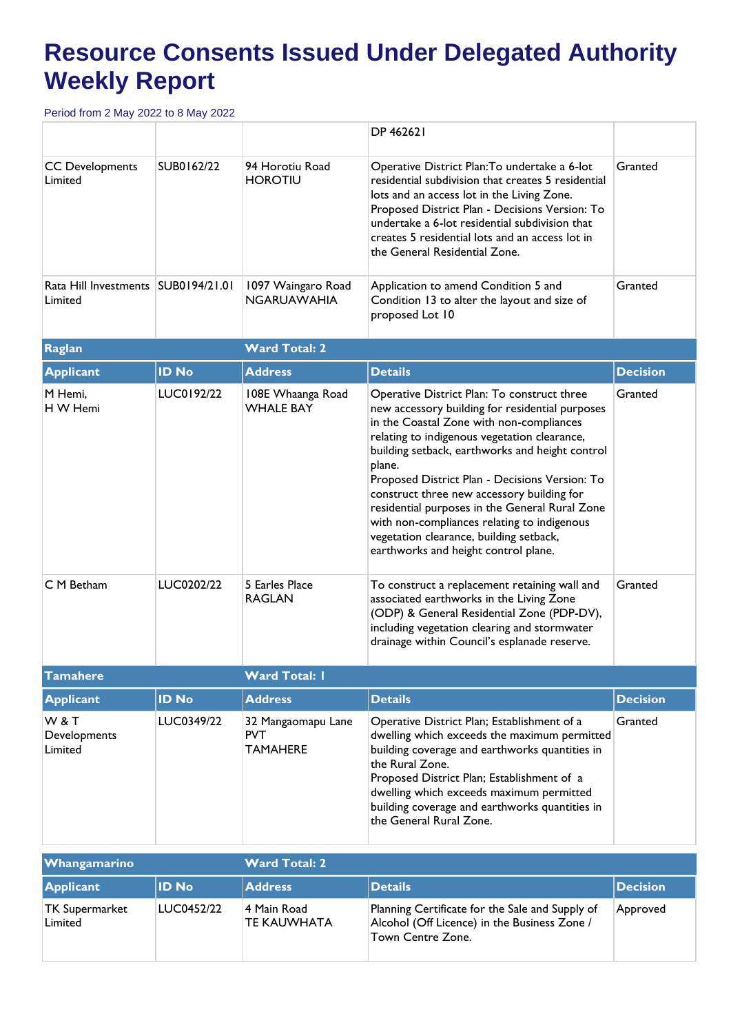# Resource Consents Issued Under Delegated Authority Weekly Report

Period from 2 May 2022 to 8 May 2022

| | | | | |
|---|---|---|---|---|
| | | | DP 462621 | |
| CC Developments Limited | SUB0162/22 | 94 Horotiu Road HOROTIU | Operative District Plan:To undertake a 6-lot residential subdivision that creates 5 residential lots and an access lot in the Living Zone. Proposed District Plan - Decisions Version: To undertake a 6-lot residential subdivision that creates 5 residential lots and an access lot in the General Residential Zone. | Granted |
| Rata Hill Investments Limited | SUB0194/21.01 | 1097 Waingaro Road NGARUAWAHIA | Application to amend Condition 5 and Condition 13 to alter the layout and size of proposed Lot 10 | Granted |

**Raglan** — **Ward Total: 2**

| Applicant | ID No | Address | Details | Decision |
|---|---|---|---|---|
| M Hemi, H W Hemi | LUC0192/22 | 108E Whaanga Road WHALE BAY | Operative District Plan: To construct three new accessory building for residential purposes in the Coastal Zone with non-compliances relating to indigenous vegetation clearance, building setback, earthworks and height control plane. Proposed District Plan - Decisions Version: To construct three new accessory building for residential purposes in the General Rural Zone with non-compliances relating to indigenous vegetation clearance, building setback, earthworks and height control plane. | Granted |
| C M Betham | LUC0202/22 | 5 Earles Place RAGLAN | To construct a replacement retaining wall and associated earthworks in the Living Zone (ODP) & General Residential Zone (PDP-DV), including vegetation clearing and stormwater drainage within Council's esplanade reserve. | Granted |

**Tamahere** — **Ward Total: 1**

| Applicant | ID No | Address | Details | Decision |
|---|---|---|---|---|
| W & T Developments Limited | LUC0349/22 | 32 Mangaomapu Lane PVT TAMAHERE | Operative District Plan; Establishment of a dwelling which exceeds the maximum permitted building coverage and earthworks quantities in the Rural Zone. Proposed District Plan; Establishment of a dwelling which exceeds maximum permitted building coverage and earthworks quantities in the General Rural Zone. | Granted |

**Whangamarino** — **Ward Total: 2**

| Applicant | ID No | Address | Details | Decision |
|---|---|---|---|---|
| TK Supermarket Limited | LUC0452/22 | 4 Main Road TE KAUWHATA | Planning Certificate for the Sale and Supply of Alcohol (Off Licence) in the Business Zone / Town Centre Zone. | Approved |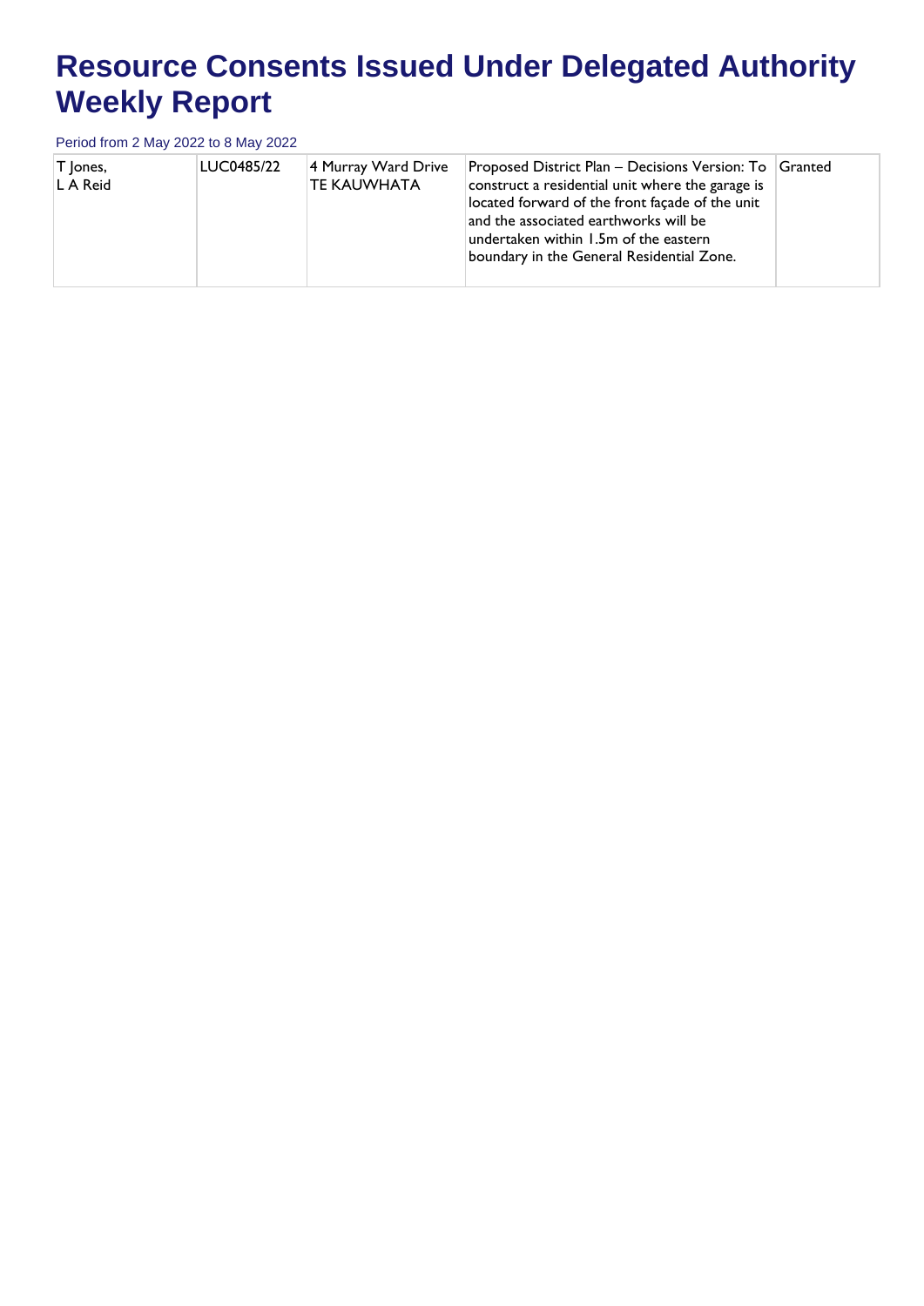# Resource Consents Issued Under Delegated Authority Weekly Report

Period from 2 May 2022 to 8 May 2022

| | | | | |
|---|---|---|---|---|
| T Jones,<br>L A Reid | LUC0485/22 | 4 Murray Ward Drive<br>TE KAUWHATA | Proposed District Plan – Decisions Version: To construct a residential unit where the garage is located forward of the front façade of the unit and the associated earthworks will be undertaken within 1.5m of the eastern boundary in the General Residential Zone. | Granted |